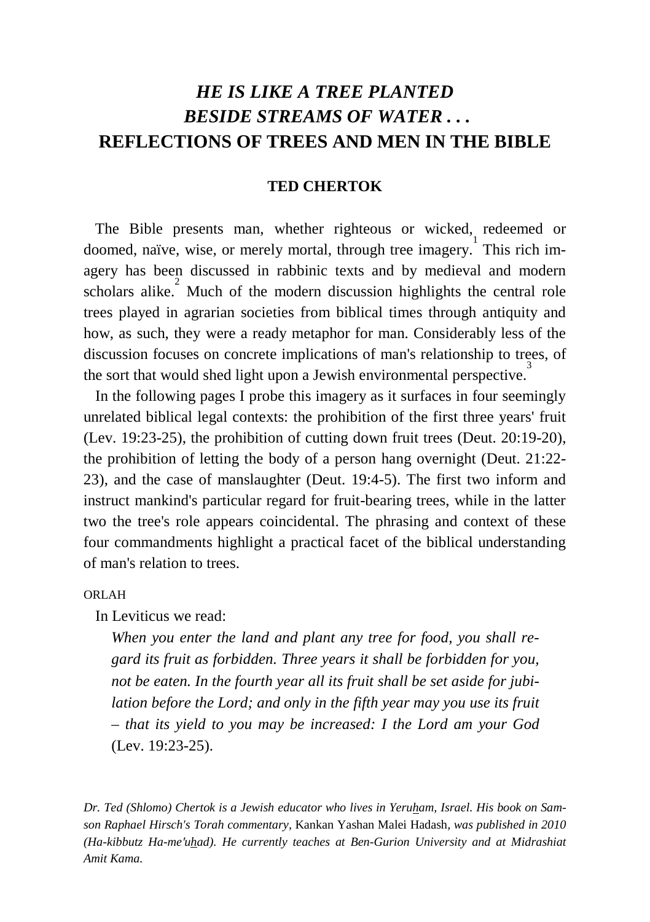# *HE IS LIKE A TREE PLANTED BESIDE STREAMS OF WATER . . .* REFLECTIONS OF TREES AND MEN IN THE BIBLE

**TED CHERTOK**

The Bible presents man, whether righteous or wicked, redeemed or doomed, naïve, wise, or merely mortal, through tree imagery.[1] This rich imagery has been discussed in rabbinic texts and by medieval and modern scholars alike.[2] Much of the modern discussion highlights the central role trees played in agrarian societies from biblical times through antiquity and how, as such, they were a ready metaphor for man. Considerably less of the discussion focuses on concrete implications of man's relationship to trees, of the sort that would shed light upon a Jewish environmental perspective.[3]

In the following pages I probe this imagery as it surfaces in four seemingly unrelated biblical legal contexts: the prohibition of the first three years' fruit (Lev. 19:23-25), the prohibition of cutting down fruit trees (Deut. 20:19-20), the prohibition of letting the body of a person hang overnight (Deut. 21:22-23), and the case of manslaughter (Deut. 19:4-5). The first two inform and instruct mankind's particular regard for fruit-bearing trees, while in the latter two the tree's role appears coincidental. The phrasing and context of these four commandments highlight a practical facet of the biblical understanding of man's relation to trees.

ORLAH

In Leviticus we read:

> *When you enter the land and plant any tree for food, you shall regard its fruit as forbidden. Three years it shall be forbidden for you, not be eaten. In the fourth year all its fruit shall be set aside for jubilation before the Lord; and only in the fifth year may you use its fruit – that its yield to you may be increased: I the Lord am your God* (Lev. 19:23-25).

*Dr. Ted (Shlomo) Chertok is a Jewish educator who lives in Yeruham, Israel. His book on Samson Raphael Hirsch's Torah commentary,* Kankan Yashan Malei Hadash*, was published in 2010 (Ha-kibbutz Ha-me'uhad). He currently teaches at Ben-Gurion University and at Midrashiat Amit Kama.*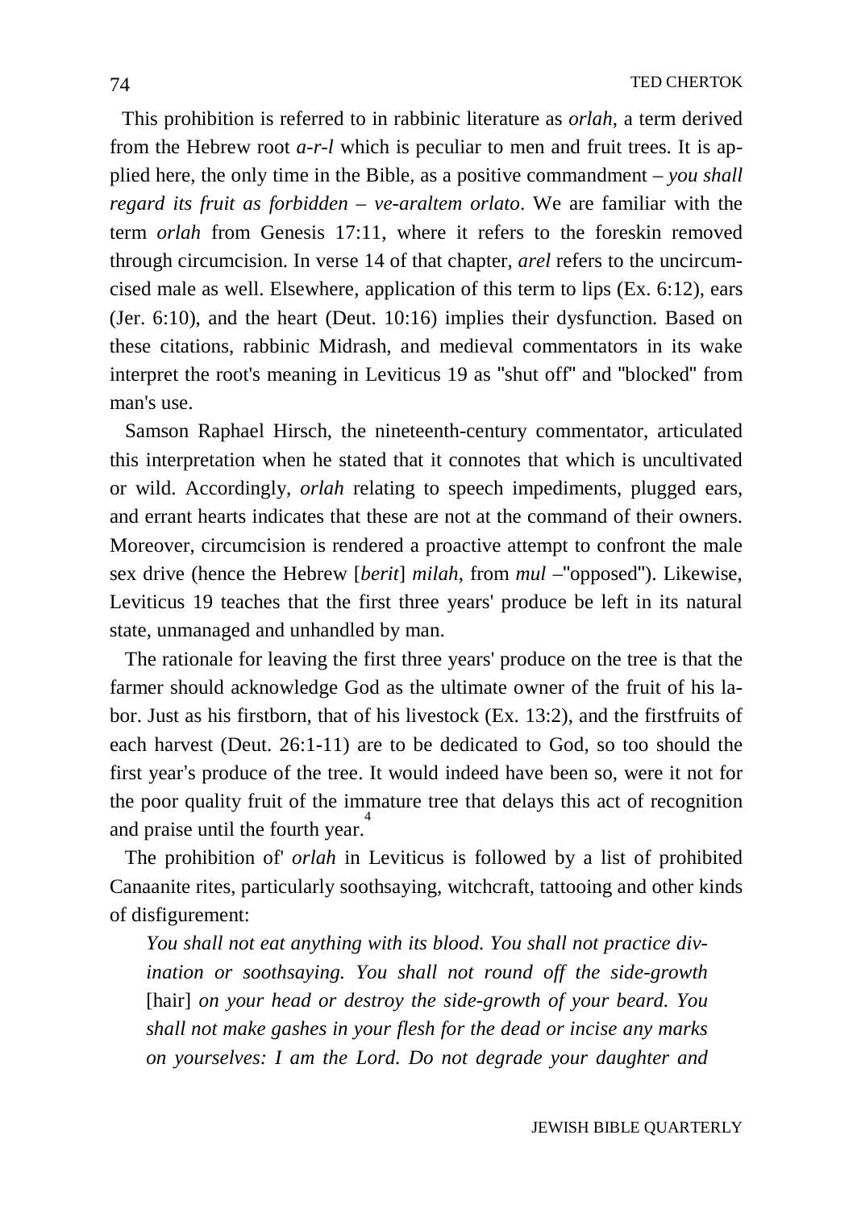This prohibition is referred to in rabbinic literature as *orlah*, a term derived from the Hebrew root *a-r-l* which is peculiar to men and fruit trees. It is applied here, the only time in the Bible, as a positive commandment – *you shall regard its fruit as forbidden – ve-araltem orlato*. We are familiar with the term *orlah* from Genesis 17:11, where it refers to the foreskin removed through circumcision. In verse 14 of that chapter, *arel* refers to the uncircumcised male as well. Elsewhere, application of this term to lips (Ex. 6:12), ears (Jer. 6:10), and the heart (Deut. 10:16) implies their dysfunction. Based on these citations, rabbinic Midrash, and medieval commentators in its wake interpret the root's meaning in Leviticus 19 as "shut off" and "blocked" from man's use.

Samson Raphael Hirsch, the nineteenth-century commentator, articulated this interpretation when he stated that it connotes that which is uncultivated or wild. Accordingly, *orlah* relating to speech impediments, plugged ears, and errant hearts indicates that these are not at the command of their owners. Moreover, circumcision is rendered a proactive attempt to confront the male sex drive (hence the Hebrew [*berit*] *milah*, from *mul* –"opposed"). Likewise, Leviticus 19 teaches that the first three years' produce be left in its natural state, unmanaged and unhandled by man.

The rationale for leaving the first three years' produce on the tree is that the farmer should acknowledge God as the ultimate owner of the fruit of his labor. Just as his firstborn, that of his livestock (Ex. 13:2), and the firstfruits of each harvest (Deut. 26:1-11) are to be dedicated to God, so too should the first year's produce of the tree. It would indeed have been so, were it not for the poor quality fruit of the immature tree that delays this act of recognition and praise until the fourth year.[4]

The prohibition of' *orlah* in Leviticus is followed by a list of prohibited Canaanite rites, particularly soothsaying, witchcraft, tattooing and other kinds of disfigurement:

> *You shall not eat anything with its blood. You shall not practice divination or soothsaying. You shall not round off the side-growth* [hair] *on your head or destroy the side-growth of your beard. You shall not make gashes in your flesh for the dead or incise any marks on yourselves: I am the Lord. Do not degrade your daughter and*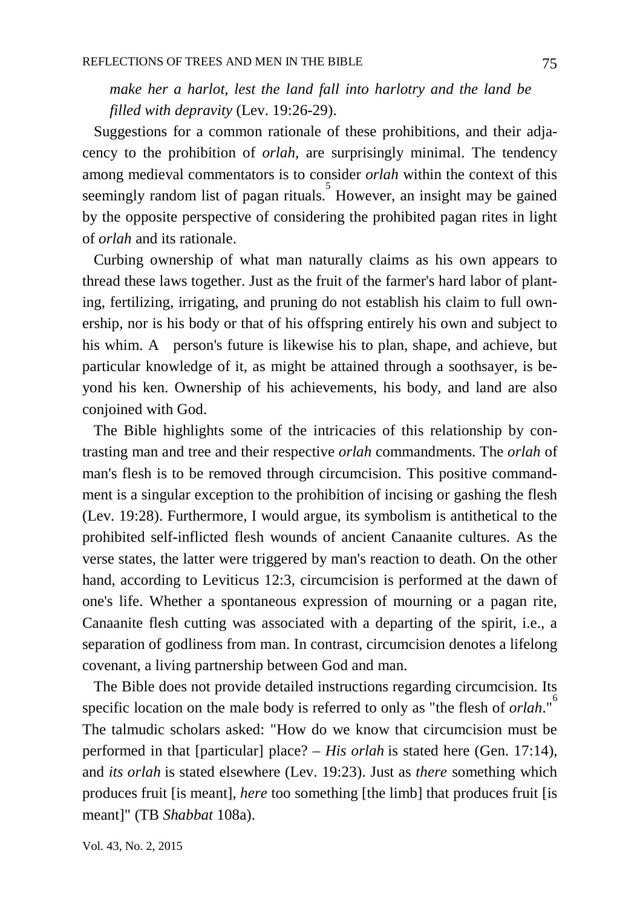*make her a harlot, lest the land fall into harlotry and the land be filled with depravity* (Lev. 19:26-29).

Suggestions for a common rationale of these prohibitions, and their adjacency to the prohibition of *orlah*, are surprisingly minimal. The tendency among medieval commentators is to consider *orlah* within the context of this seemingly random list of pagan rituals.[5] However, an insight may be gained by the opposite perspective of considering the prohibited pagan rites in light of *orlah* and its rationale.

Curbing ownership of what man naturally claims as his own appears to thread these laws together. Just as the fruit of the farmer's hard labor of planting, fertilizing, irrigating, and pruning do not establish his claim to full ownership, nor is his body or that of his offspring entirely his own and subject to his whim. A person's future is likewise his to plan, shape, and achieve, but particular knowledge of it, as might be attained through a soothsayer, is beyond his ken. Ownership of his achievements, his body, and land are also conjoined with God.

The Bible highlights some of the intricacies of this relationship by contrasting man and tree and their respective *orlah* commandments. The *orlah* of man's flesh is to be removed through circumcision. This positive commandment is a singular exception to the prohibition of incising or gashing the flesh (Lev. 19:28). Furthermore, I would argue, its symbolism is antithetical to the prohibited self-inflicted flesh wounds of ancient Canaanite cultures. As the verse states, the latter were triggered by man's reaction to death. On the other hand, according to Leviticus 12:3, circumcision is performed at the dawn of one's life. Whether a spontaneous expression of mourning or a pagan rite, Canaanite flesh cutting was associated with a departing of the spirit, i.e., a separation of godliness from man. In contrast, circumcision denotes a lifelong covenant, a living partnership between God and man.

The Bible does not provide detailed instructions regarding circumcision. Its specific location on the male body is referred to only as "the flesh of *orlah*."[6] The talmudic scholars asked: "How do we know that circumcision must be performed in that [particular] place? – *His orlah* is stated here (Gen. 17:14), and *its orlah* is stated elsewhere (Lev. 19:23). Just as *there* something which produces fruit [is meant], *here* too something [the limb] that produces fruit [is meant]" (TB *Shabbat* 108a).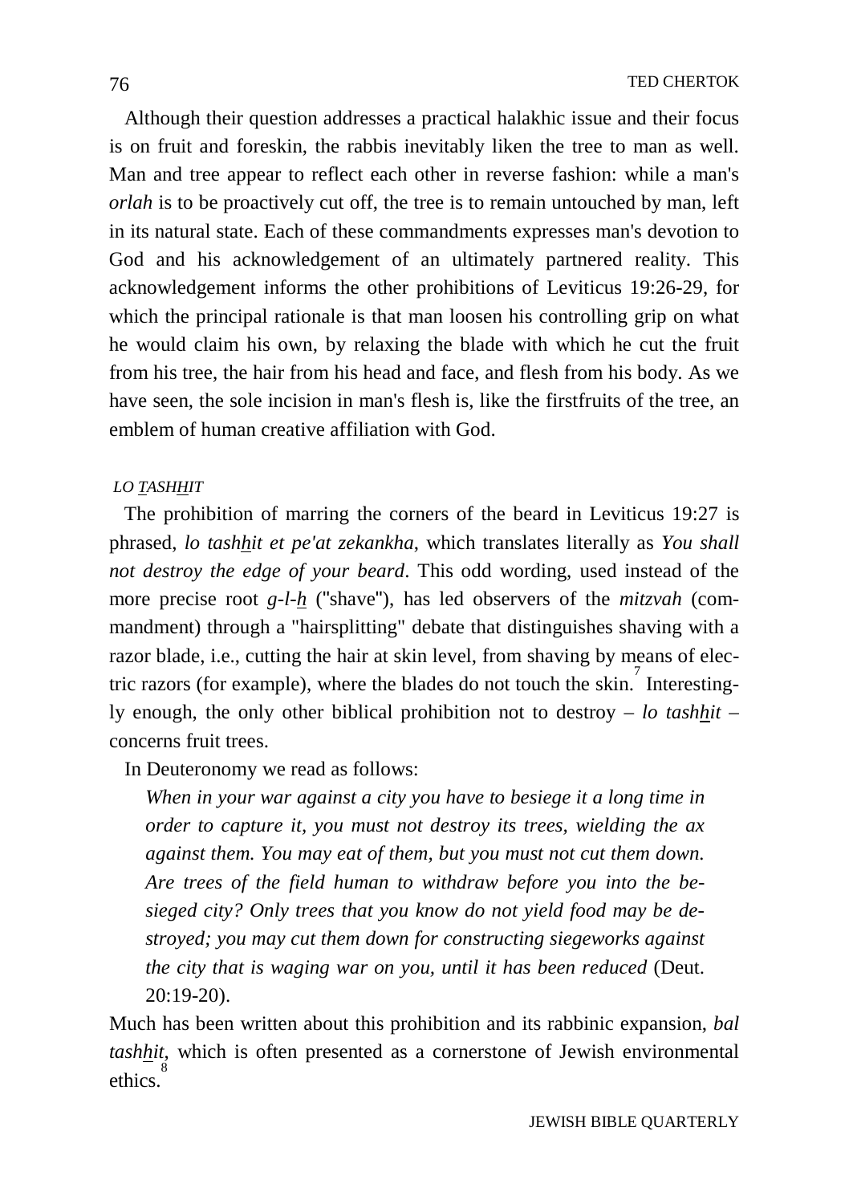Although their question addresses a practical halakhic issue and their focus is on fruit and foreskin, the rabbis inevitably liken the tree to man as well. Man and tree appear to reflect each other in reverse fashion: while a man's *orlah* is to be proactively cut off, the tree is to remain untouched by man, left in its natural state. Each of these commandments expresses man's devotion to God and his acknowledgement of an ultimately partnered reality. This acknowledgement informs the other prohibitions of Leviticus 19:26-29, for which the principal rationale is that man loosen his controlling grip on what he would claim his own, by relaxing the blade with which he cut the fruit from his tree, the hair from his head and face, and flesh from his body. As we have seen, the sole incision in man's flesh is, like the firstfruits of the tree, an emblem of human creative affiliation with God.

### *LO TASHHIT*

The prohibition of marring the corners of the beard in Leviticus 19:27 is phrased, *lo tashhit et pe'at zekankha*, which translates literally as *You shall not destroy the edge of your beard*. This odd wording, used instead of the more precise root *g-l-h* ("shave"), has led observers of the *mitzvah* (commandment) through a "hairsplitting" debate that distinguishes shaving with a razor blade, i.e., cutting the hair at skin level, from shaving by means of electric razors (for example), where the blades do not touch the skin.[7] Interestingly enough, the only other biblical prohibition not to destroy – *lo tashhit* – concerns fruit trees.

In Deuteronomy we read as follows:

> *When in your war against a city you have to besiege it a long time in order to capture it, you must not destroy its trees, wielding the ax against them. You may eat of them, but you must not cut them down. Are trees of the field human to withdraw before you into the besieged city? Only trees that you know do not yield food may be destroyed; you may cut them down for constructing siegeworks against the city that is waging war on you, until it has been reduced* (Deut. 20:19-20).

Much has been written about this prohibition and its rabbinic expansion, *bal tashhit*, which is often presented as a cornerstone of Jewish environmental ethics.[8]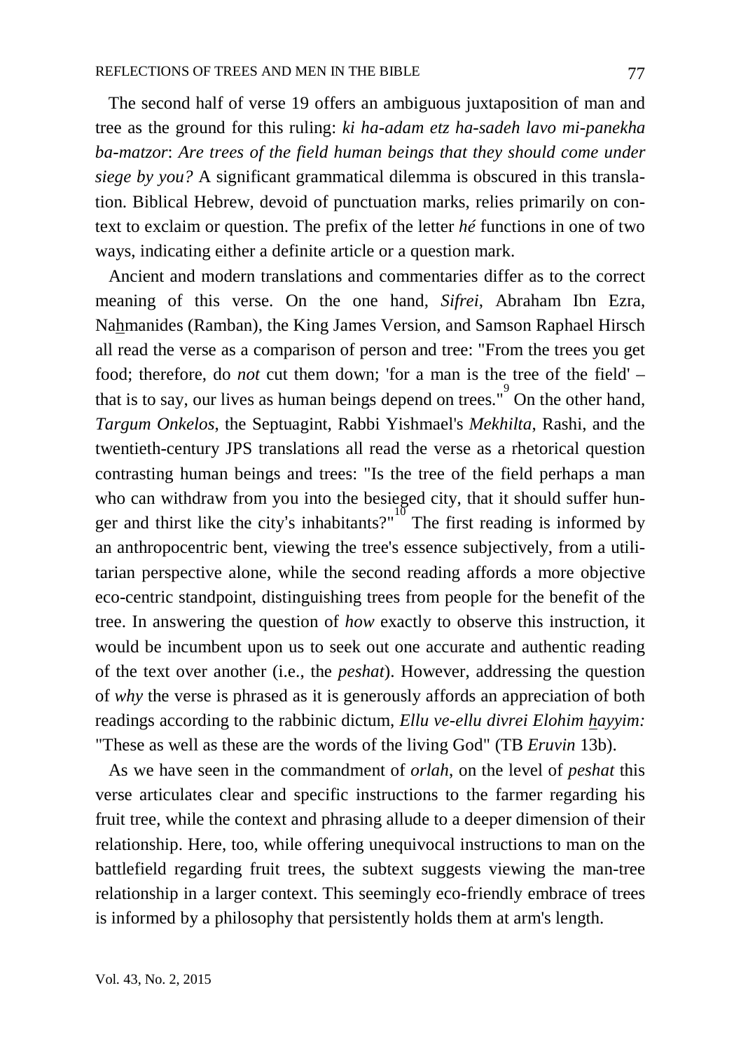The second half of verse 19 offers an ambiguous juxtaposition of man and tree as the ground for this ruling: *ki ha-adam etz ha-sadeh lavo mi-panekha ba-matzor*: *Are trees of the field human beings that they should come under siege by you?* A significant grammatical dilemma is obscured in this translation. Biblical Hebrew, devoid of punctuation marks, relies primarily on context to exclaim or question. The prefix of the letter *hé* functions in one of two ways, indicating either a definite article or a question mark.

Ancient and modern translations and commentaries differ as to the correct meaning of this verse. On the one hand, *Sifrei*, Abraham Ibn Ezra, Nahmanides (Ramban), the King James Version, and Samson Raphael Hirsch all read the verse as a comparison of person and tree: "From the trees you get food; therefore, do *not* cut them down; 'for a man is the tree of the field' – that is to say, our lives as human beings depend on trees."[9] On the other hand, *Targum Onkelos*, the Septuagint, Rabbi Yishmael's *Mekhilta*, Rashi, and the twentieth-century JPS translations all read the verse as a rhetorical question contrasting human beings and trees: "Is the tree of the field perhaps a man who can withdraw from you into the besieged city, that it should suffer hunger and thirst like the city's inhabitants?"[10] The first reading is informed by an anthropocentric bent, viewing the tree's essence subjectively, from a utilitarian perspective alone, while the second reading affords a more objective eco-centric standpoint, distinguishing trees from people for the benefit of the tree. In answering the question of *how* exactly to observe this instruction, it would be incumbent upon us to seek out one accurate and authentic reading of the text over another (i.e., the *peshat*). However, addressing the question of *why* the verse is phrased as it is generously affords an appreciation of both readings according to the rabbinic dictum, *Ellu ve-ellu divrei Elohim hayyim:* "These as well as these are the words of the living God" (TB *Eruvin* 13b).

As we have seen in the commandment of *orlah*, on the level of *peshat* this verse articulates clear and specific instructions to the farmer regarding his fruit tree, while the context and phrasing allude to a deeper dimension of their relationship. Here, too, while offering unequivocal instructions to man on the battlefield regarding fruit trees, the subtext suggests viewing the man-tree relationship in a larger context. This seemingly eco-friendly embrace of trees is informed by a philosophy that persistently holds them at arm's length.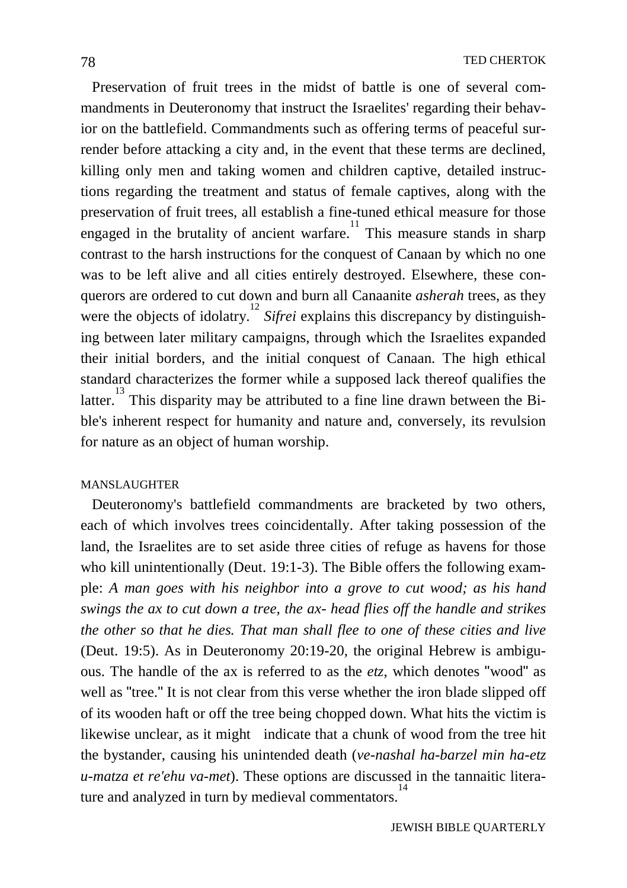Preservation of fruit trees in the midst of battle is one of several commandments in Deuteronomy that instruct the Israelites' regarding their behavior on the battlefield. Commandments such as offering terms of peaceful surrender before attacking a city and, in the event that these terms are declined, killing only men and taking women and children captive, detailed instructions regarding the treatment and status of female captives, along with the preservation of fruit trees, all establish a fine-tuned ethical measure for those engaged in the brutality of ancient warfare.[11] This measure stands in sharp contrast to the harsh instructions for the conquest of Canaan by which no one was to be left alive and all cities entirely destroyed. Elsewhere, these conquerors are ordered to cut down and burn all Canaanite *asherah* trees, as they were the objects of idolatry.[12] *Sifrei* explains this discrepancy by distinguishing between later military campaigns, through which the Israelites expanded their initial borders, and the initial conquest of Canaan. The high ethical standard characterizes the former while a supposed lack thereof qualifies the latter.[13] This disparity may be attributed to a fine line drawn between the Bible's inherent respect for humanity and nature and, conversely, its revulsion for nature as an object of human worship.

## MANSLAUGHTER

Deuteronomy's battlefield commandments are bracketed by two others, each of which involves trees coincidentally. After taking possession of the land, the Israelites are to set aside three cities of refuge as havens for those who kill unintentionally (Deut. 19:1-3). The Bible offers the following example: *A man goes with his neighbor into a grove to cut wood; as his hand swings the ax to cut down a tree, the ax- head flies off the handle and strikes the other so that he dies. That man shall flee to one of these cities and live* (Deut. 19:5). As in Deuteronomy 20:19-20, the original Hebrew is ambiguous. The handle of the ax is referred to as the *etz*, which denotes "wood" as well as "tree." It is not clear from this verse whether the iron blade slipped off of its wooden haft or off the tree being chopped down. What hits the victim is likewise unclear, as it might indicate that a chunk of wood from the tree hit the bystander, causing his unintended death (*ve-nashal ha-barzel min ha-etz u-matza et re'ehu va-met*). These options are discussed in the tannaitic literature and analyzed in turn by medieval commentators.[14]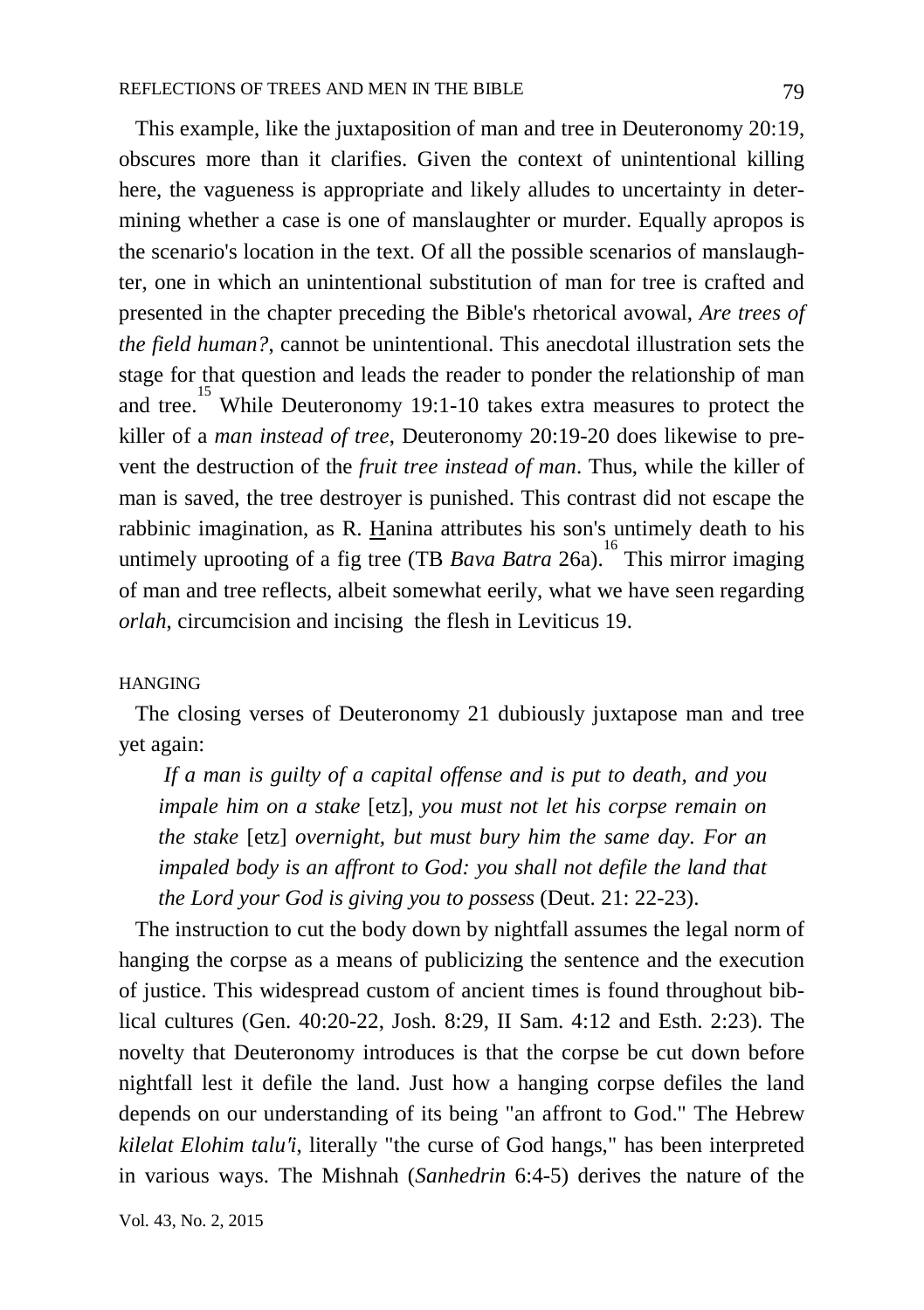This example, like the juxtaposition of man and tree in Deuteronomy 20:19, obscures more than it clarifies. Given the context of unintentional killing here, the vagueness is appropriate and likely alludes to uncertainty in determining whether a case is one of manslaughter or murder. Equally apropos is the scenario's location in the text. Of all the possible scenarios of manslaughter, one in which an unintentional substitution of man for tree is crafted and presented in the chapter preceding the Bible's rhetorical avowal, *Are trees of the field human?*, cannot be unintentional. This anecdotal illustration sets the stage for that question and leads the reader to ponder the relationship of man and tree.[15] While Deuteronomy 19:1-10 takes extra measures to protect the killer of a *man instead of tree*, Deuteronomy 20:19-20 does likewise to prevent the destruction of the *fruit tree instead of man*. Thus, while the killer of man is saved, the tree destroyer is punished. This contrast did not escape the rabbinic imagination, as R. Hanina attributes his son's untimely death to his untimely uprooting of a fig tree (TB *Bava Batra* 26a).[16] This mirror imaging of man and tree reflects, albeit somewhat eerily, what we have seen regarding *orlah*, circumcision and incising the flesh in Leviticus 19.

## HANGING

The closing verses of Deuteronomy 21 dubiously juxtapose man and tree yet again:

> *If a man is guilty of a capital offense and is put to death, and you impale him on a stake* [etz], *you must not let his corpse remain on the stake* [etz] *overnight, but must bury him the same day. For an impaled body is an affront to God: you shall not defile the land that the Lord your God is giving you to possess* (Deut. 21: 22-23).

The instruction to cut the body down by nightfall assumes the legal norm of hanging the corpse as a means of publicizing the sentence and the execution of justice. This widespread custom of ancient times is found throughout biblical cultures (Gen. 40:20-22, Josh. 8:29, II Sam. 4:12 and Esth. 2:23). The novelty that Deuteronomy introduces is that the corpse be cut down before nightfall lest it defile the land. Just how a hanging corpse defiles the land depends on our understanding of its being "an affront to God." The Hebrew *kilelat Elohim talu'i*, literally "the curse of God hangs," has been interpreted in various ways. The Mishnah (*Sanhedrin* 6:4-5) derives the nature of the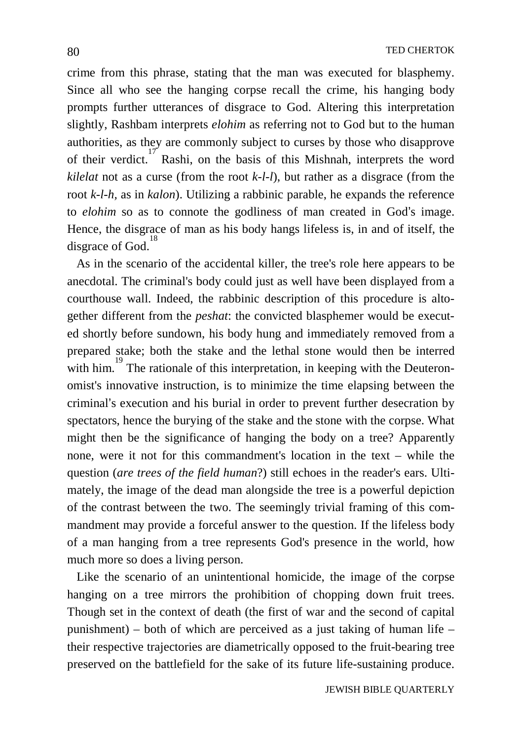crime from this phrase, stating that the man was executed for blasphemy. Since all who see the hanging corpse recall the crime, his hanging body prompts further utterances of disgrace to God. Altering this interpretation slightly, Rashbam interprets *elohim* as referring not to God but to the human authorities, as they are commonly subject to curses by those who disapprove of their verdict.[17] Rashi, on the basis of this Mishnah, interprets the word *kilelat* not as a curse (from the root *k-l-l*), but rather as a disgrace (from the root *k-l-h*, as in *kalon*). Utilizing a rabbinic parable, he expands the reference to *elohim* so as to connote the godliness of man created in God's image. Hence, the disgrace of man as his body hangs lifeless is, in and of itself, the disgrace of God.[18]

As in the scenario of the accidental killer, the tree's role here appears to be anecdotal. The criminal's body could just as well have been displayed from a courthouse wall. Indeed, the rabbinic description of this procedure is altogether different from the *peshat*: the convicted blasphemer would be executed shortly before sundown, his body hung and immediately removed from a prepared stake; both the stake and the lethal stone would then be interred with him.[19] The rationale of this interpretation, in keeping with the Deuteronomist's innovative instruction, is to minimize the time elapsing between the criminal's execution and his burial in order to prevent further desecration by spectators, hence the burying of the stake and the stone with the corpse. What might then be the significance of hanging the body on a tree? Apparently none, were it not for this commandment's location in the text – while the question (*are trees of the field human*?) still echoes in the reader's ears. Ultimately, the image of the dead man alongside the tree is a powerful depiction of the contrast between the two. The seemingly trivial framing of this commandment may provide a forceful answer to the question. If the lifeless body of a man hanging from a tree represents God's presence in the world, how much more so does a living person.

Like the scenario of an unintentional homicide, the image of the corpse hanging on a tree mirrors the prohibition of chopping down fruit trees. Though set in the context of death (the first of war and the second of capital punishment) – both of which are perceived as a just taking of human life – their respective trajectories are diametrically opposed to the fruit-bearing tree preserved on the battlefield for the sake of its future life-sustaining produce.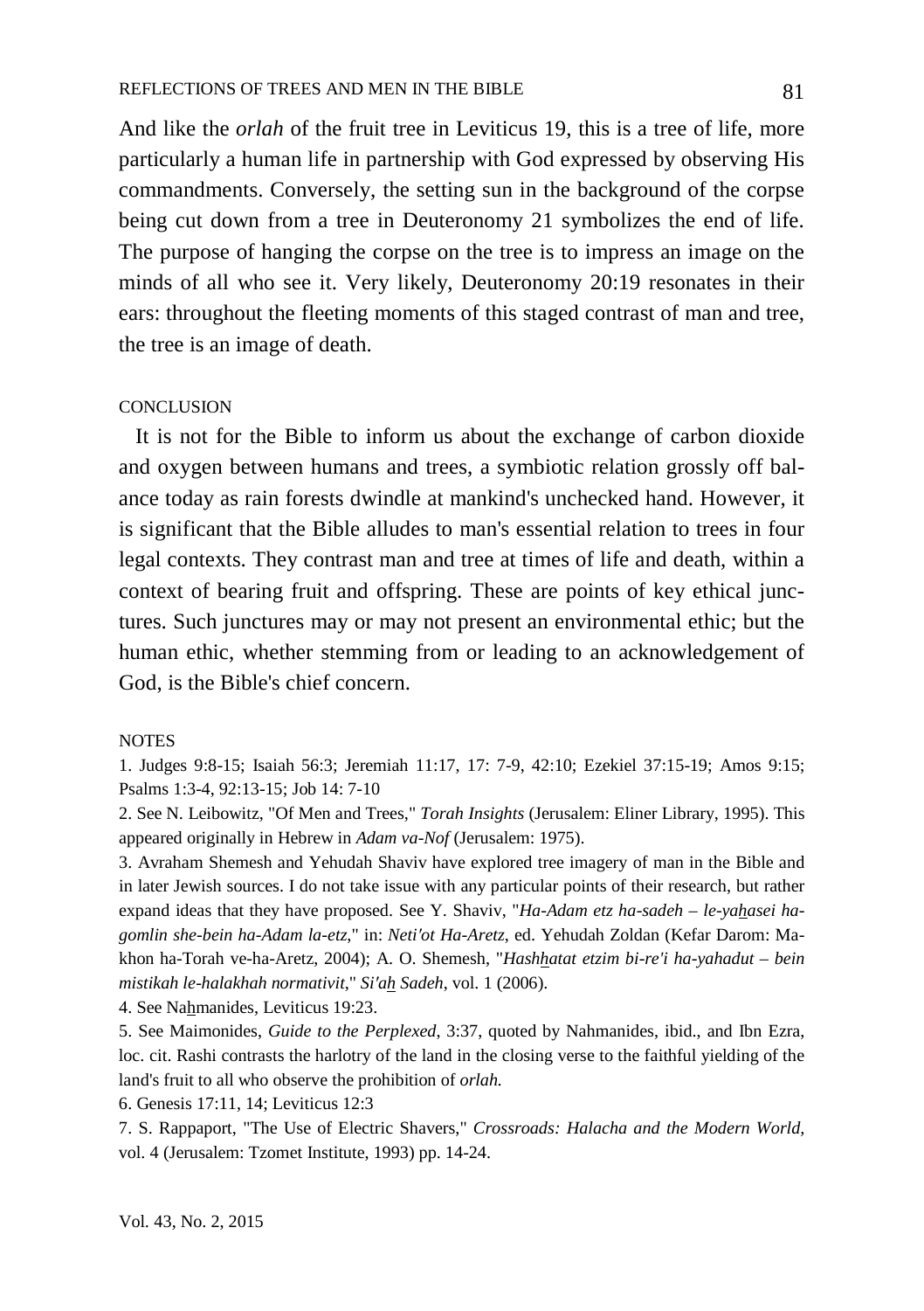And like the *orlah* of the fruit tree in Leviticus 19, this is a tree of life, more particularly a human life in partnership with God expressed by observing His commandments. Conversely, the setting sun in the background of the corpse being cut down from a tree in Deuteronomy 21 symbolizes the end of life. The purpose of hanging the corpse on the tree is to impress an image on the minds of all who see it. Very likely, Deuteronomy 20:19 resonates in their ears: throughout the fleeting moments of this staged contrast of man and tree, the tree is an image of death.

## CONCLUSION

It is not for the Bible to inform us about the exchange of carbon dioxide and oxygen between humans and trees, a symbiotic relation grossly off balance today as rain forests dwindle at mankind's unchecked hand. However, it is significant that the Bible alludes to man's essential relation to trees in four legal contexts. They contrast man and tree at times of life and death, within a context of bearing fruit and offspring. These are points of key ethical junctures. Such junctures may or may not present an environmental ethic; but the human ethic, whether stemming from or leading to an acknowledgement of God, is the Bible's chief concern.

## NOTES

1. Judges 9:8-15; Isaiah 56:3; Jeremiah 11:17, 17: 7-9, 42:10; Ezekiel 37:15-19; Amos 9:15; Psalms 1:3-4, 92:13-15; Job 14: 7-10

2. See N. Leibowitz, "Of Men and Trees," *Torah Insights* (Jerusalem: Eliner Library, 1995). This appeared originally in Hebrew in *Adam va-Nof* (Jerusalem: 1975).

3. Avraham Shemesh and Yehudah Shaviv have explored tree imagery of man in the Bible and in later Jewish sources. I do not take issue with any particular points of their research, but rather expand ideas that they have proposed. See Y. Shaviv, "*Ha-Adam etz ha-sadeh – le-yahasei ha-gomlin she-bein ha-Adam la-etz*," in: *Neti'ot Ha-Aretz*, ed. Yehudah Zoldan (Kefar Darom: Makhon ha-Torah ve-ha-Aretz, 2004); A. O. Shemesh, "*Hashhatat etzim bi-re'i ha-yahadut – bein mistikah le-halakhah normativit*," *Si'ah Sadeh*, vol. 1 (2006).

4. See Nahmanides, Leviticus 19:23.

5. See Maimonides, *Guide to the Perplexed*, 3:37, quoted by Nahmanides, ibid., and Ibn Ezra, loc. cit. Rashi contrasts the harlotry of the land in the closing verse to the faithful yielding of the land's fruit to all who observe the prohibition of *orlah.*

6. Genesis 17:11, 14; Leviticus 12:3

7. S. Rappaport, "The Use of Electric Shavers," *Crossroads: Halacha and the Modern World,* vol. 4 (Jerusalem: Tzomet Institute, 1993) pp. 14-24.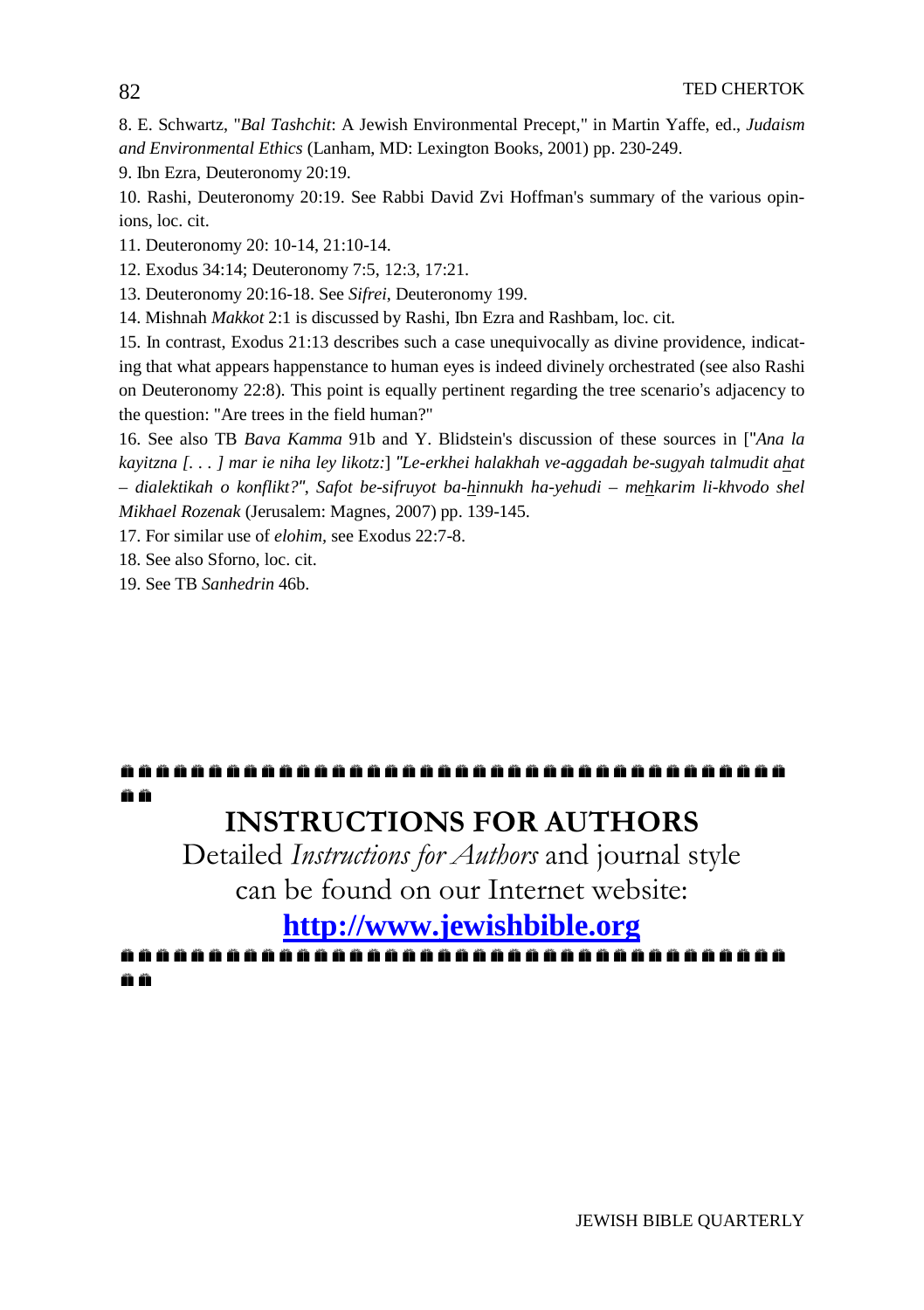8. E. Schwartz, "*Bal Tashchit*: A Jewish Environmental Precept," in Martin Yaffe, ed., *Judaism and Environmental Ethics* (Lanham, MD: Lexington Books, 2001) pp. 230-249.

9. Ibn Ezra, Deuteronomy 20:19.

10. Rashi, Deuteronomy 20:19. See Rabbi David Zvi Hoffman's summary of the various opinions, loc. cit.

11. Deuteronomy 20: 10-14, 21:10-14.

12. Exodus 34:14; Deuteronomy 7:5, 12:3, 17:21.

13. Deuteronomy 20:16-18. See *Sifrei*, Deuteronomy 199.

14. Mishnah *Makkot* 2:1 is discussed by Rashi, Ibn Ezra and Rashbam, loc. cit.

15. In contrast, Exodus 21:13 describes such a case unequivocally as divine providence, indicating that what appears happenstance to human eyes is indeed divinely orchestrated (see also Rashi on Deuteronomy 22:8). This point is equally pertinent regarding the tree scenario's adjacency to the question: "Are trees in the field human?"

16. See also TB *Bava Kamma* 91b and Y. Blidstein's discussion of these sources in ["*Ana la kayitzna [. . . ] mar ie niha ley likotz*:] *"Le-erkhei halakhah ve-aggadah be-sugyah talmudit ahat – dialektikah o konflikt?"*, *Safot be-sifruyot ba-hinnukh ha-yehudi – mehkarim li-khvodo shel Mikhael Rozenak* (Jerusalem: Magnes, 2007) pp. 139-145.

17. For similar use of *elohim*, see Exodus 22:7-8.

18. See also Sforno, loc. cit.

19. See TB *Sanhedrin* 46b.

## INSTRUCTIONS FOR AUTHORS

Detailed *Instructions for Authors* and journal style can be found on our Internet website:

**http://www.jewishbible.org**